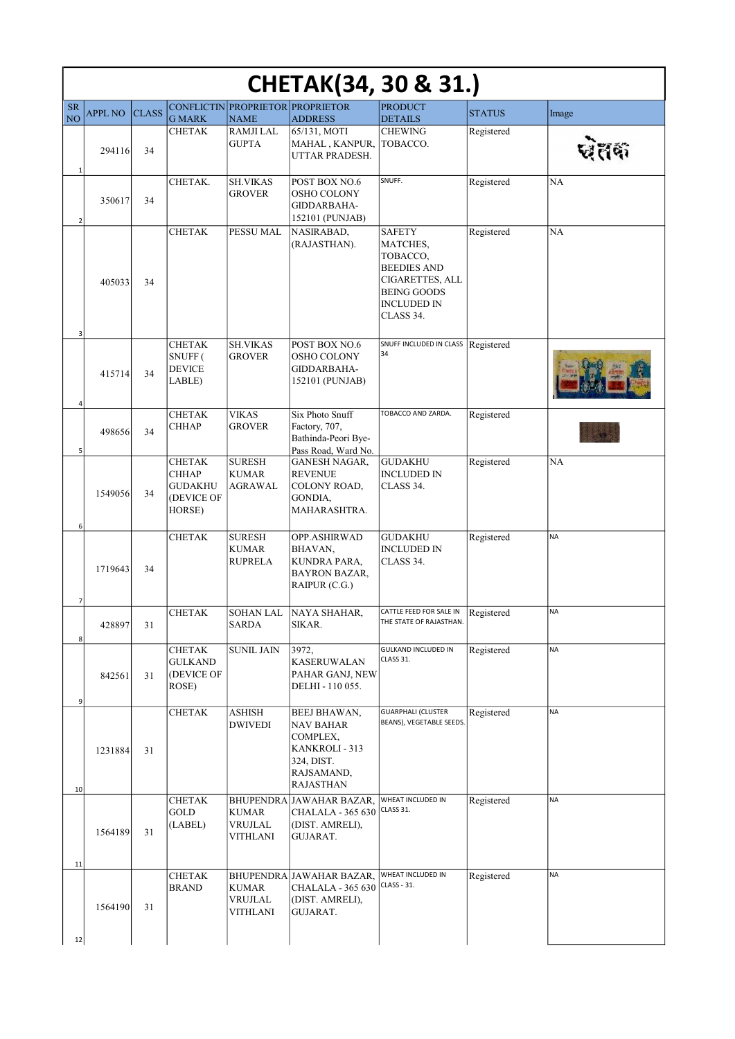# CHETAK(34, 30 & 31.)

| SR NO | APPL NO | CLASS | CONFLICTING MARK | PROPRIETOR NAME | PROPRIETOR ADDRESS | PRODUCT DETAILS | STATUS | Image |
|---|---|---|---|---|---|---|---|---|
| 1 | 294116 | 34 | CHETAK | RAMJI LAL GUPTA | 65/131, MOTI MAHAL , KANPUR, UTTAR PRADESH. | CHEWING TOBACCO. | Registered | चेतक |
| 2 | 350617 | 34 | CHETAK. | SH.VIKAS GROVER | POST BOX NO.6 OSHO COLONY GIDDARBAHA-152101 (PUNJAB) | SNUFF. | Registered | NA |
| 3 | 405033 | 34 | CHETAK | PESSU MAL | NASIRABAD, (RAJASTHAN). | SAFETY MATCHES, TOBACCO, BEEDIES AND CIGARETTES, ALL BEING GOODS INCLUDED IN CLASS 34. | Registered | NA |
| 4 | 415714 | 34 | CHETAK SNUFF ( DEVICE LABLE) | SH.VIKAS GROVER | POST BOX NO.6 OSHO COLONY GIDDARBAHA-152101 (PUNJAB) | SNUFF INCLUDED IN CLASS 34 | Registered | |
| 5 | 498656 | 34 | CHETAK CHHAP | VIKAS GROVER | Six Photo Snuff Factory, 707, Bathinda-Peori Bye-Pass Road, Ward No. | TOBACCO AND ZARDA. | Registered | |
| 6 | 1549056 | 34 | CHETAK CHHAP GUDAKHU (DEVICE OF HORSE) | SURESH KUMAR AGRAWAL | GANESH NAGAR, REVENUE COLONY ROAD, GONDIA, MAHARASHTRA. | GUDAKHU INCLUDED IN CLASS 34. | Registered | NA |
| 7 | 1719643 | 34 | CHETAK | SURESH KUMAR RUPRELA | OPP.ASHIRWAD BHAVAN, KUNDRA PARA, BAYRON BAZAR, RAIPUR (C.G.) | GUDAKHU INCLUDED IN CLASS 34. | Registered | NA |
| 8 | 428897 | 31 | CHETAK | SOHAN LAL SARDA | NAYA SHAHAR, SIKAR. | CATTLE FEED FOR SALE IN THE STATE OF RAJASTHAN. | Registered | NA |
| 9 | 842561 | 31 | CHETAK GULKAND (DEVICE OF ROSE) | SUNIL JAIN | 3972, KASERUWALAN PAHAR GANJ, NEW DELHI - 110 055. | GULKAND INCLUDED IN CLASS 31. | Registered | NA |
| 10 | 1231884 | 31 | CHETAK | ASHISH DWIVEDI | BEEJ BHAWAN, NAV BAHAR COMPLEX, KANKROLI - 313 324, DIST. RAJSAMAND, RAJASTHAN | GUARPHALI (CLUSTER BEANS), VEGETABLE SEEDS. | Registered | NA |
| 11 | 1564189 | 31 | CHETAK GOLD (LABEL) | BHUPENDRA KUMAR VRUJLAL VITHLANI | JAWAHAR BAZAR, CHALALA - 365 630 (DIST. AMRELI), GUJARAT. | WHEAT INCLUDED IN CLASS 31. | Registered | NA |
| 12 | 1564190 | 31 | CHETAK BRAND | BHUPENDRA KUMAR VRUJLAL VITHLANI | JAWAHAR BAZAR, CHALALA - 365 630 (DIST. AMRELI), GUJARAT. | WHEAT INCLUDED IN CLASS - 31. | Registered | NA |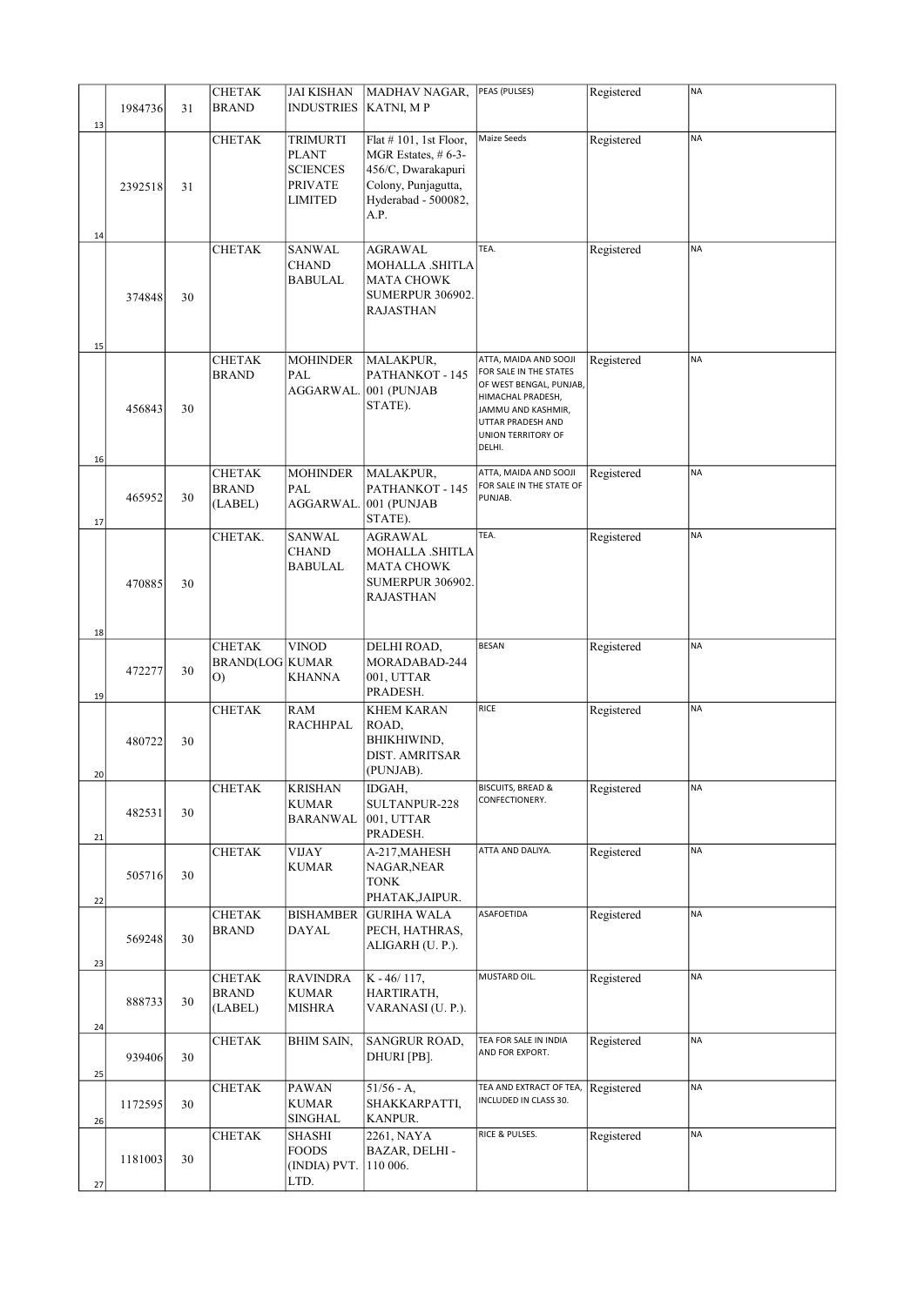| | | | | | | | | |
|---|---|---|---|---|---|---|---|---|
| 13 | 1984736 | 31 | CHETAK BRAND | JAI KISHAN INDUSTRIES | MADHAV NAGAR, KATNI, M P | PEAS (PULSES) | Registered | NA |
| 14 | 2392518 | 31 | CHETAK | TRIMURTI PLANT SCIENCES PRIVATE LIMITED | Flat # 101, 1st Floor, MGR Estates, # 6-3-456/C, Dwarakapuri Colony, Punjagutta, Hyderabad - 500082, A.P. | Maize Seeds | Registered | NA |
| 15 | 374848 | 30 | CHETAK | SANWAL CHAND BABULAL | AGRAWAL MOHALLA .SHITLA MATA CHOWK SUMERPUR 306902. RAJASTHAN | TEA. | Registered | NA |
| 16 | 456843 | 30 | CHETAK BRAND | MOHINDER PAL AGGARWAL. | MALAKPUR, PATHANKOT - 145 001 (PUNJAB STATE). | ATTA, MAIDA AND SOOJI FOR SALE IN THE STATES OF WEST BENGAL, PUNJAB, HIMACHAL PRADESH, JAMMU AND KASHMIR, UTTAR PRADESH AND UNION TERRITORY OF DELHI. | Registered | NA |
| 17 | 465952 | 30 | CHETAK BRAND (LABEL) | MOHINDER PAL AGGARWAL. | MALAKPUR, PATHANKOT - 145 001 (PUNJAB STATE). | ATTA, MAIDA AND SOOJI FOR SALE IN THE STATE OF PUNJAB. | Registered | NA |
| 18 | 470885 | 30 | CHETAK. | SANWAL CHAND BABULAL | AGRAWAL MOHALLA .SHITLA MATA CHOWK SUMERPUR 306902. RAJASTHAN | TEA. | Registered | NA |
| 19 | 472277 | 30 | CHETAK BRAND(LOGO) | VINOD KUMAR KHANNA | DELHI ROAD, MORADABAD-244 001, UTTAR PRADESH. | BESAN | Registered | NA |
| 20 | 480722 | 30 | CHETAK | RAM RACHHPAL | KHEM KARAN ROAD, BHIKHIWIND, DIST. AMRITSAR (PUNJAB). | RICE | Registered | NA |
| 21 | 482531 | 30 | CHETAK | KRISHAN KUMAR BARANWAL | IDGAH, SULTANPUR-228 001, UTTAR PRADESH. | BISCUITS, BREAD & CONFECTIONERY. | Registered | NA |
| 22 | 505716 | 30 | CHETAK | VIJAY KUMAR | A-217,MAHESH NAGAR,NEAR TONK PHATAK,JAIPUR. | ATTA AND DALIYA. | Registered | NA |
| 23 | 569248 | 30 | CHETAK BRAND | BISHAMBER DAYAL | GURIHA WALA PECH, HATHRAS, ALIGARH (U. P.). | ASAFOETIDA | Registered | NA |
| 24 | 888733 | 30 | CHETAK BRAND (LABEL) | RAVINDRA KUMAR MISHRA | K - 46/ 117, HARTIRATH, VARANASI (U. P.). | MUSTARD OIL. | Registered | NA |
| 25 | 939406 | 30 | CHETAK | BHIM SAIN, | SANGRUR ROAD, DHURI [PB]. | TEA FOR SALE IN INDIA AND FOR EXPORT. | Registered | NA |
| 26 | 1172595 | 30 | CHETAK | PAWAN KUMAR SINGHAL | 51/56 - A, SHAKKARPATTI, KANPUR. | TEA AND EXTRACT OF TEA, INCLUDED IN CLASS 30. | Registered | NA |
| 27 | 1181003 | 30 | CHETAK | SHASHI FOODS (INDIA) PVT. LTD. | 2261, NAYA BAZAR, DELHI - 110 006. | RICE & PULSES. | Registered | NA |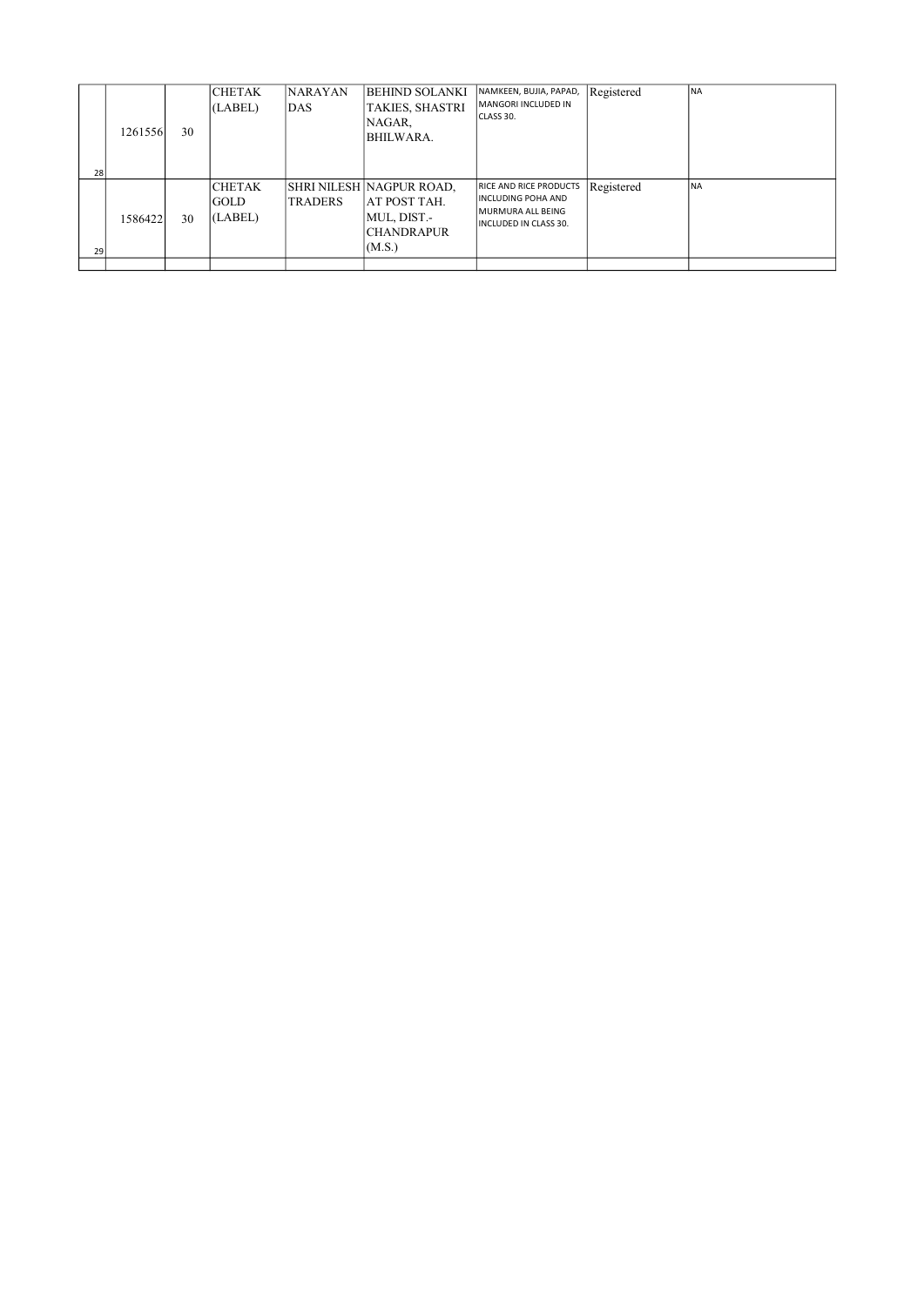| | | | | | | | | |
|---|---|---|---|---|---|---|---|---|
| 28 | 1261556 | 30 | CHETAK (LABEL) | NARAYAN DAS | BEHIND SOLANKI TAKIES, SHASTRI NAGAR, BHILWARA. | NAMKEEN, BUJIA, PAPAD, MANGORI INCLUDED IN CLASS 30. | Registered | NA |
| 29 | 1586422 | 30 | CHETAK GOLD (LABEL) | SHRI NILESH TRADERS | NAGPUR ROAD, AT POST TAH. MUL, DIST.- CHANDRAPUR (M.S.) | RICE AND RICE PRODUCTS INCLUDING POHA AND MURMURA ALL BEING INCLUDED IN CLASS 30. | Registered | NA |
| | | | | | | | | |